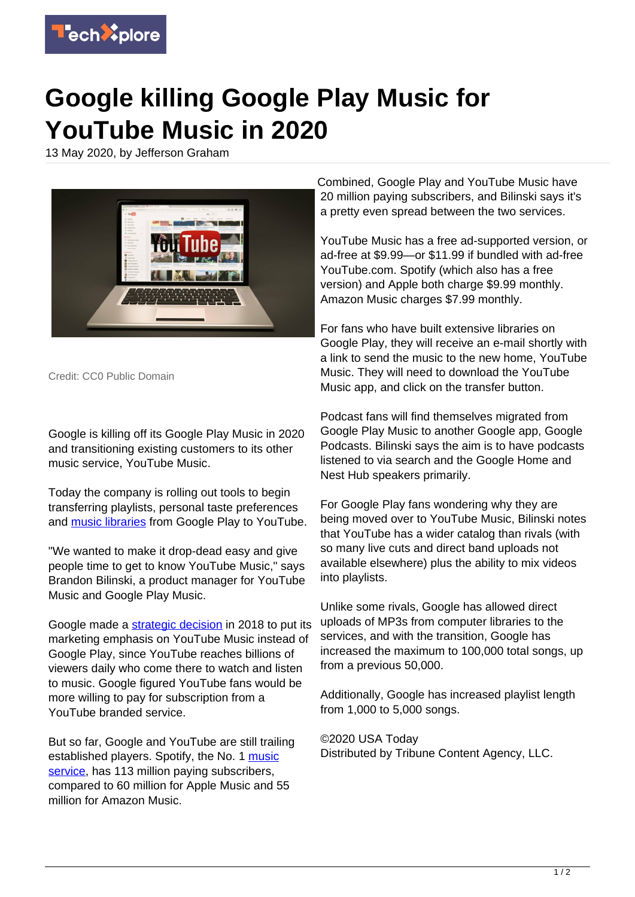# Google killing Google Play Music for YouTube Music in 2020

13 May 2020, by Jefferson Graham

Credit: CC0 Public Domain

Google is killing off its Google Play Music in 2020 and transitioning existing customers to its other music service, YouTube Music.

Today the company is rolling out tools to begin transferring playlists, personal taste preferences and music libraries from Google Play to YouTube.

"We wanted to make it drop-dead easy and give people time to get to know YouTube Music," says Brandon Bilinski, a product manager for YouTube Music and Google Play Music.

Google made a strategic decision in 2018 to put its marketing emphasis on YouTube Music instead of Google Play, since YouTube reaches billions of viewers daily who come there to watch and listen to music. Google figured YouTube fans would be more willing to pay for subscription from a YouTube branded service.

But so far, Google and YouTube are still trailing established players. Spotify, the No. 1 music service, has 113 million paying subscribers, compared to 60 million for Apple Music and 55 million for Amazon Music.

Combined, Google Play and YouTube Music have 20 million paying subscribers, and Bilinski says it's a pretty even spread between the two services.

YouTube Music has a free ad-supported version, or ad-free at $9.99—or $11.99 if bundled with ad-free YouTube.com. Spotify (which also has a free version) and Apple both charge $9.99 monthly. Amazon Music charges $7.99 monthly.

For fans who have built extensive libraries on Google Play, they will receive an e-mail shortly with a link to send the music to the new home, YouTube Music. They will need to download the YouTube Music app, and click on the transfer button.

Podcast fans will find themselves migrated from Google Play Music to another Google app, Google Podcasts. Bilinski says the aim is to have podcasts listened to via search and the Google Home and Nest Hub speakers primarily.

For Google Play fans wondering why they are being moved over to YouTube Music, Bilinski notes that YouTube has a wider catalog than rivals (with so many live cuts and direct band uploads not available elsewhere) plus the ability to mix videos into playlists.

Unlike some rivals, Google has allowed direct uploads of MP3s from computer libraries to the services, and with the transition, Google has increased the maximum to 100,000 total songs, up from a previous 50,000.

Additionally, Google has increased playlist length from 1,000 to 5,000 songs.

©2020 USA Today
Distributed by Tribune Content Agency, LLC.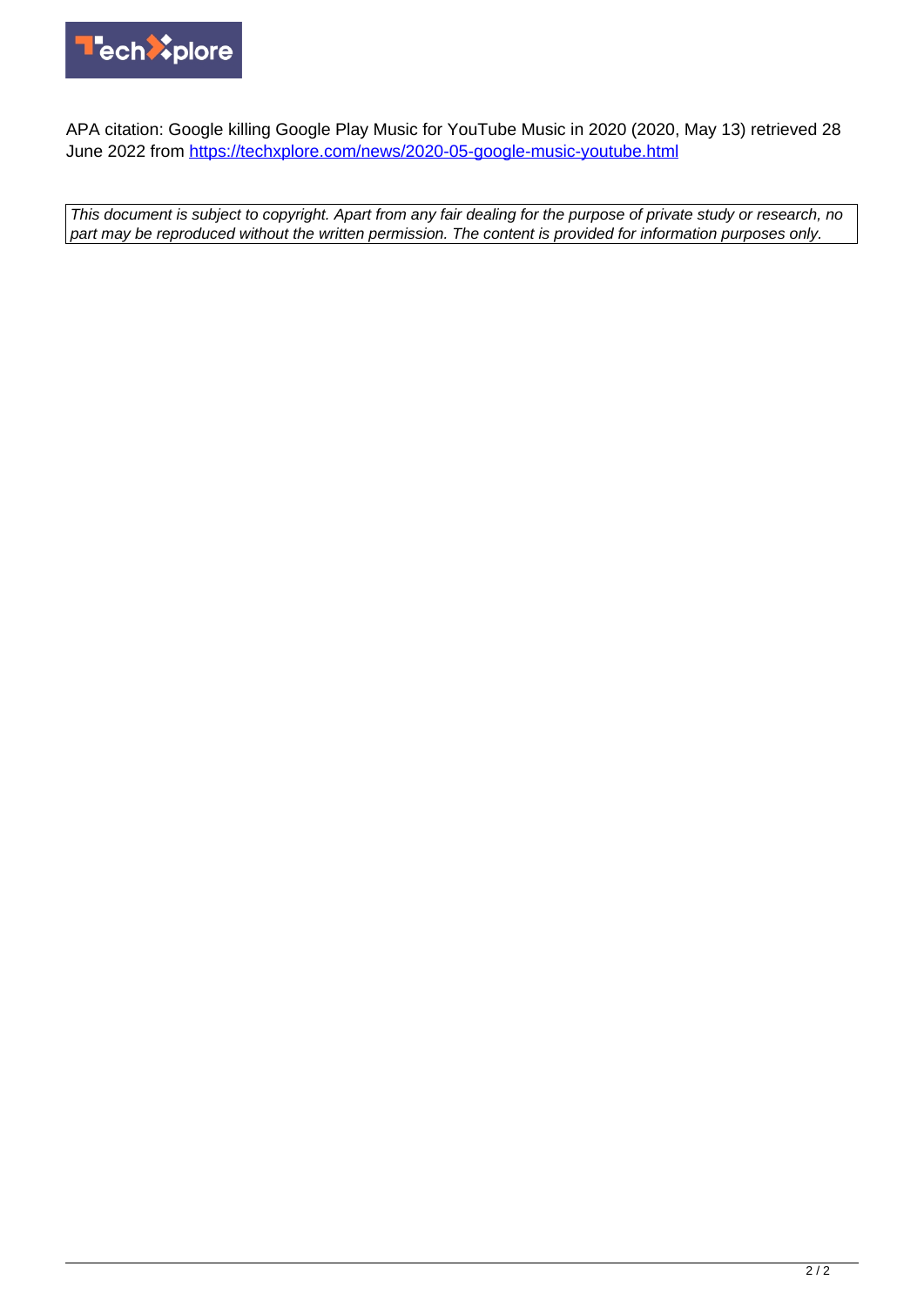APA citation: Google killing Google Play Music for YouTube Music in 2020 (2020, May 13) retrieved 28 June 2022 from https://techxplore.com/news/2020-05-google-music-youtube.html

*This document is subject to copyright. Apart from any fair dealing for the purpose of private study or research, no part may be reproduced without the written permission. The content is provided for information purposes only.*